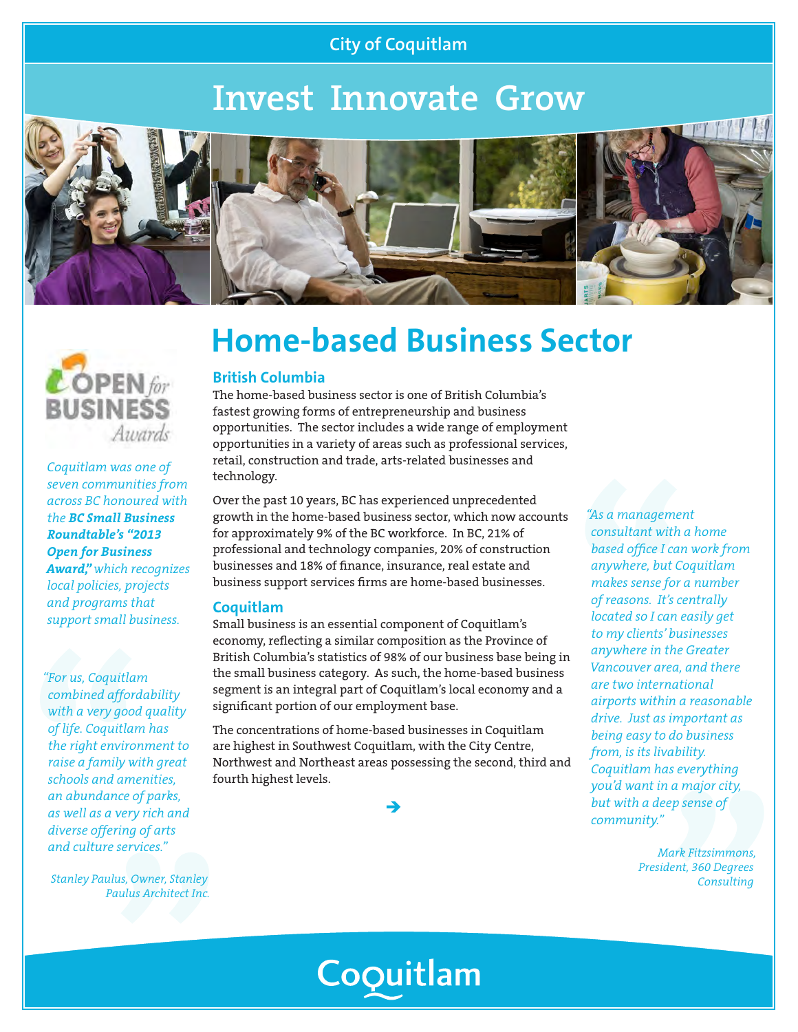City of Coquitlam

# Invest Innovate Grow

## Home-based Business Sector

### British Columbia

The home-based business sector is one of British Columbia's fastest growing forms of entrepreneurship and business opportunities. The sector includes a wide range of employment opportunities in a variety of areas such as professional services, retail, construction and trade, arts-related businesses and technology.

Over the past 10 years, BC has experienced unprecedented growth in the home-based business sector, which now accounts for approximately 9% of the BC workforce. In BC, 21% of professional and technology companies, 20% of construction businesses and 18% of finance, insurance, real estate and business support services firms are home-based businesses.

### Coquitlam

Small business is an essential component of Coquitlam's economy, reflecting a similar composition as the Province of British Columbia's statistics of 98% of our business base being in the small business category. As such, the home-based business segment is an integral part of Coquitlam's local economy and a significant portion of our employment base.

The concentrations of home-based businesses in Coquitlam are highest in Southwest Coquitlam, with the City Centre, Northwest and Northeast areas possessing the second, third and fourth highest levels.

OPEN *for* BUSINESS *Awards*

*Coquitlam was one of seven communities from across BC honoured with the **BC Small Business Roundtable's "2013 Open for Business Award,"** which recognizes local policies, projects and programs that support small business.*

*"For us, Coquitlam combined affordability with a very good quality of life. Coquitlam has the right environment to raise a family with great schools and amenities, an abundance of parks, as well as a very rich and diverse offering of arts and culture services."*

*Stanley Paulus, Owner, Stanley Paulus Architect Inc.*

*"As a management consultant with a home based office I can work from anywhere, but Coquitlam makes sense for a number of reasons. It's centrally located so I can easily get to my clients' businesses anywhere in the Greater Vancouver area, and there are two international airports within a reasonable drive. Just as important as being easy to do business from, is its livability. Coquitlam has everything you'd want in a major city, but with a deep sense of community."*

*Mark Fitzsimmons, President, 360 Degrees Consulting*

Coquitlam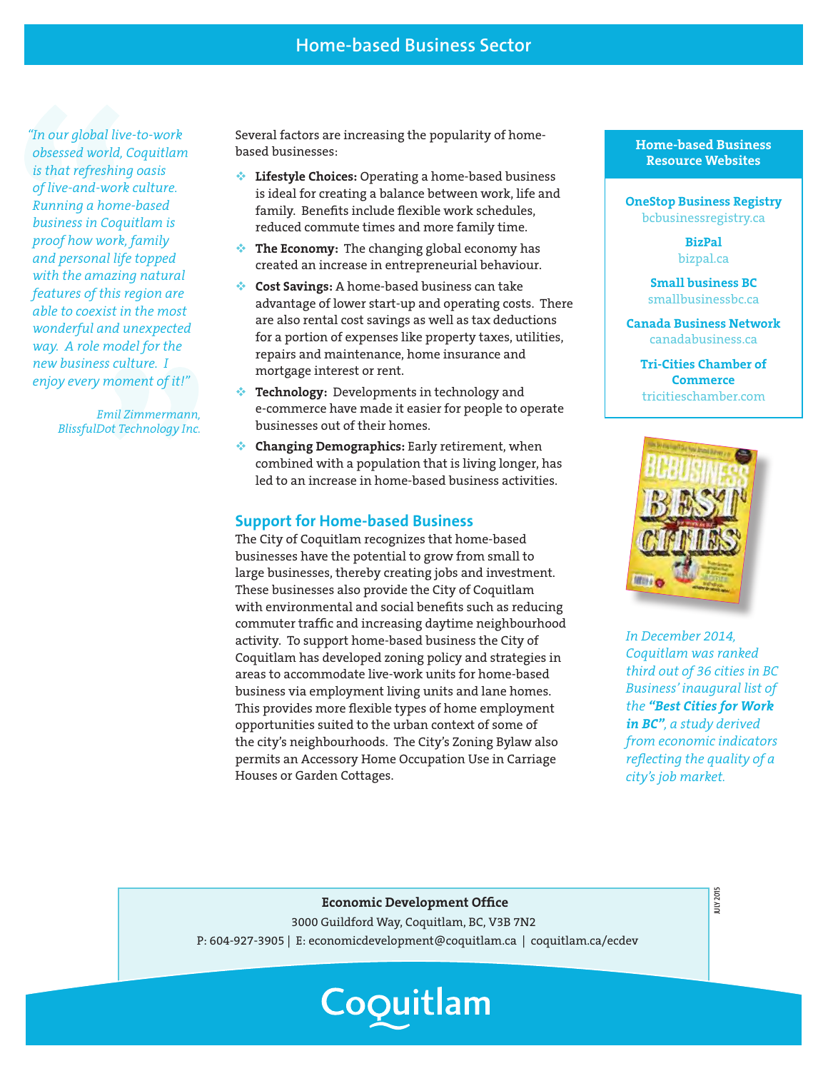## Home-based Business Sector

*"In our global live-to-work obsessed world, Coquitlam is that refreshing oasis of live-and-work culture. Running a home-based business in Coquitlam is proof how work, family and personal life topped with the amazing natural features of this region are able to coexist in the most wonderful and unexpected way. A role model for the new business culture. I enjoy every moment of it!"*

*Emil Zimmermann, BlissfulDot Technology Inc.*

Several factors are increasing the popularity of home-based businesses:

- **Lifestyle Choices:** Operating a home-based business is ideal for creating a balance between work, life and family. Benefits include flexible work schedules, reduced commute times and more family time.
- **The Economy:** The changing global economy has created an increase in entrepreneurial behaviour.
- **Cost Savings:** A home-based business can take advantage of lower start-up and operating costs. There are also rental cost savings as well as tax deductions for a portion of expenses like property taxes, utilities, repairs and maintenance, home insurance and mortgage interest or rent.
- **Technology:** Developments in technology and e-commerce have made it easier for people to operate businesses out of their homes.
- **Changing Demographics:** Early retirement, when combined with a population that is living longer, has led to an increase in home-based business activities.

### Support for Home-based Business

The City of Coquitlam recognizes that home-based businesses have the potential to grow from small to large businesses, thereby creating jobs and investment. These businesses also provide the City of Coquitlam with environmental and social benefits such as reducing commuter traffic and increasing daytime neighbourhood activity. To support home-based business the City of Coquitlam has developed zoning policy and strategies in areas to accommodate live-work units for home-based business via employment living units and lane homes. This provides more flexible types of home employment opportunities suited to the urban context of some of the city's neighbourhoods. The City's Zoning Bylaw also permits an Accessory Home Occupation Use in Carriage Houses or Garden Cottages.

### Home-based Business Resource Websites

**OneStop Business Registry**
bcbusinessregistry.ca

**BizPal**
bizpal.ca

**Small business BC**
smallbusinessbc.ca

**Canada Business Network**
canadabusiness.ca

**Tri-Cities Chamber of Commerce**
tricitieschamber.com

*In December 2014, Coquitlam was ranked third out of 36 cities in BC Business' inaugural list of the **"Best Cities for Work in BC"**, a study derived from economic indicators reflecting the quality of a city's job market.*

**Economic Development Office**
3000 Guildford Way, Coquitlam, BC, V3B 7N2
P: 604-927-3905 | E: economicdevelopment@coquitlam.ca | coquitlam.ca/ecdev

JULY 2015

Coquitlam